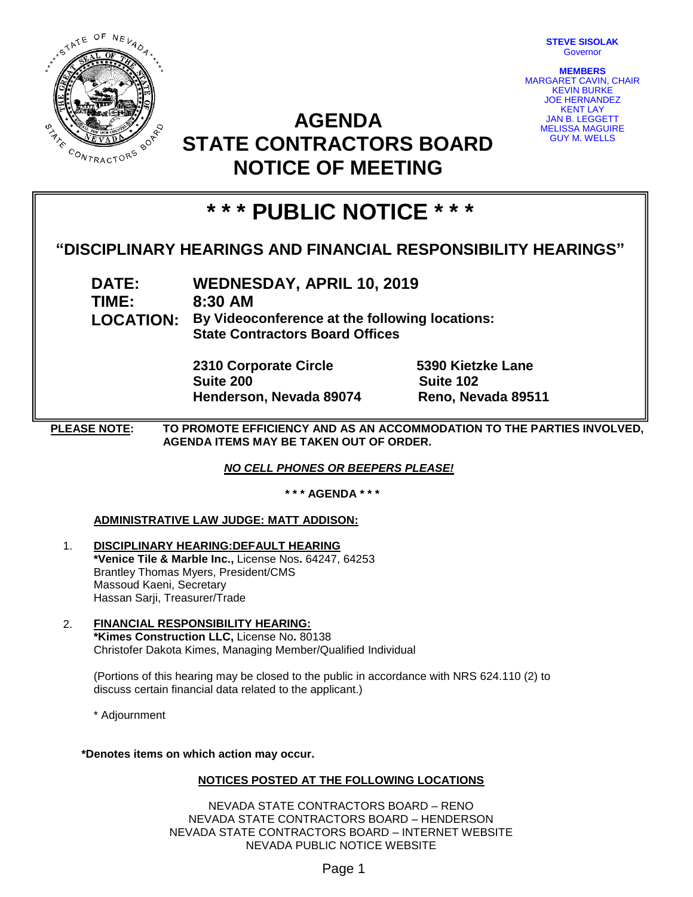**STEVE SISOLAK**
Governor

**MEMBERS**
MARGARET CAVIN, CHAIR
KEVIN BURKE
JOE HERNANDEZ
KENT LAY
JAN B. LEGGETT
MELISSA MAGUIRE
GUY M. WELLS

# AGENDA
# STATE CONTRACTORS BOARD
# NOTICE OF MEETING

## * * * PUBLIC NOTICE * * *

### "DISCIPLINARY HEARINGS AND FINANCIAL RESPONSIBILITY HEARINGS"

**DATE:** WEDNESDAY, APRIL 10, 2019
**TIME:** 8:30 AM
**LOCATION:** By Videoconference at the following locations:
State Contractors Board Offices

| | |
|---|---|
| **2310 Corporate Circle** | **5390 Kietzke Lane** |
| **Suite 200** | **Suite 102** |
| **Henderson, Nevada 89074** | **Reno, Nevada 89511** |

**PLEASE NOTE:** **TO PROMOTE EFFICIENCY AND AS AN ACCOMMODATION TO THE PARTIES INVOLVED, AGENDA ITEMS MAY BE TAKEN OUT OF ORDER.**

***NO CELL PHONES OR BEEPERS PLEASE!***

**\* \* \* AGENDA \* \* \***

**ADMINISTRATIVE LAW JUDGE: MATT ADDISON:**

1. **DISCIPLINARY HEARING:DEFAULT HEARING**
   **\*Venice Tile & Marble Inc.,** License Nos**.** 64247, 64253
   Brantley Thomas Myers, President/CMS
   Massoud Kaeni, Secretary
   Hassan Sarji, Treasurer/Trade

2. **FINANCIAL RESPONSIBILITY HEARING:**
   **\*Kimes Construction LLC,** License No**.** 80138
   Christofer Dakota Kimes, Managing Member/Qualified Individual

   (Portions of this hearing may be closed to the public in accordance with NRS 624.110 (2) to discuss certain financial data related to the applicant.)

   \* Adjournment

**\*Denotes items on which action may occur.**

**NOTICES POSTED AT THE FOLLOWING LOCATIONS**

NEVADA STATE CONTRACTORS BOARD – RENO
NEVADA STATE CONTRACTORS BOARD – HENDERSON
NEVADA STATE CONTRACTORS BOARD – INTERNET WEBSITE
NEVADA PUBLIC NOTICE WEBSITE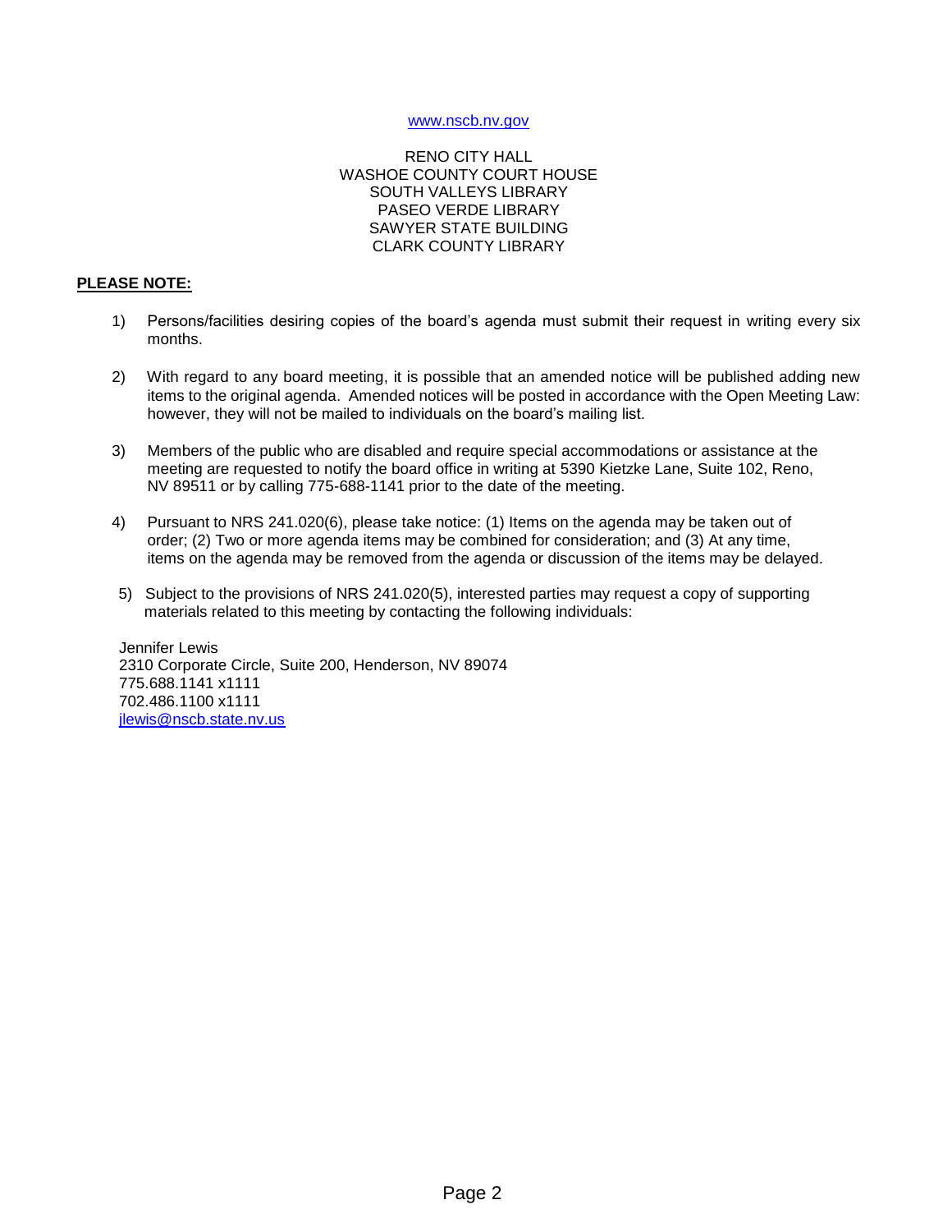www.nscb.nv.gov

RENO CITY HALL
WASHOE COUNTY COURT HOUSE
SOUTH VALLEYS LIBRARY
PASEO VERDE LIBRARY
SAWYER STATE BUILDING
CLARK COUNTY LIBRARY

**PLEASE NOTE:**

1) Persons/facilities desiring copies of the board's agenda must submit their request in writing every six months.

2) With regard to any board meeting, it is possible that an amended notice will be published adding new items to the original agenda. Amended notices will be posted in accordance with the Open Meeting Law: however, they will not be mailed to individuals on the board's mailing list.

3) Members of the public who are disabled and require special accommodations or assistance at the meeting are requested to notify the board office in writing at 5390 Kietzke Lane, Suite 102, Reno, NV 89511 or by calling 775-688-1141 prior to the date of the meeting.

4) Pursuant to NRS 241.020(6), please take notice: (1) Items on the agenda may be taken out of order; (2) Two or more agenda items may be combined for consideration; and (3) At any time, items on the agenda may be removed from the agenda or discussion of the items may be delayed.

5) Subject to the provisions of NRS 241.020(5), interested parties may request a copy of supporting materials related to this meeting by contacting the following individuals:

Jennifer Lewis
2310 Corporate Circle, Suite 200, Henderson, NV 89074
775.688.1141 x1111
702.486.1100 x1111
jlewis@nscb.state.nv.us